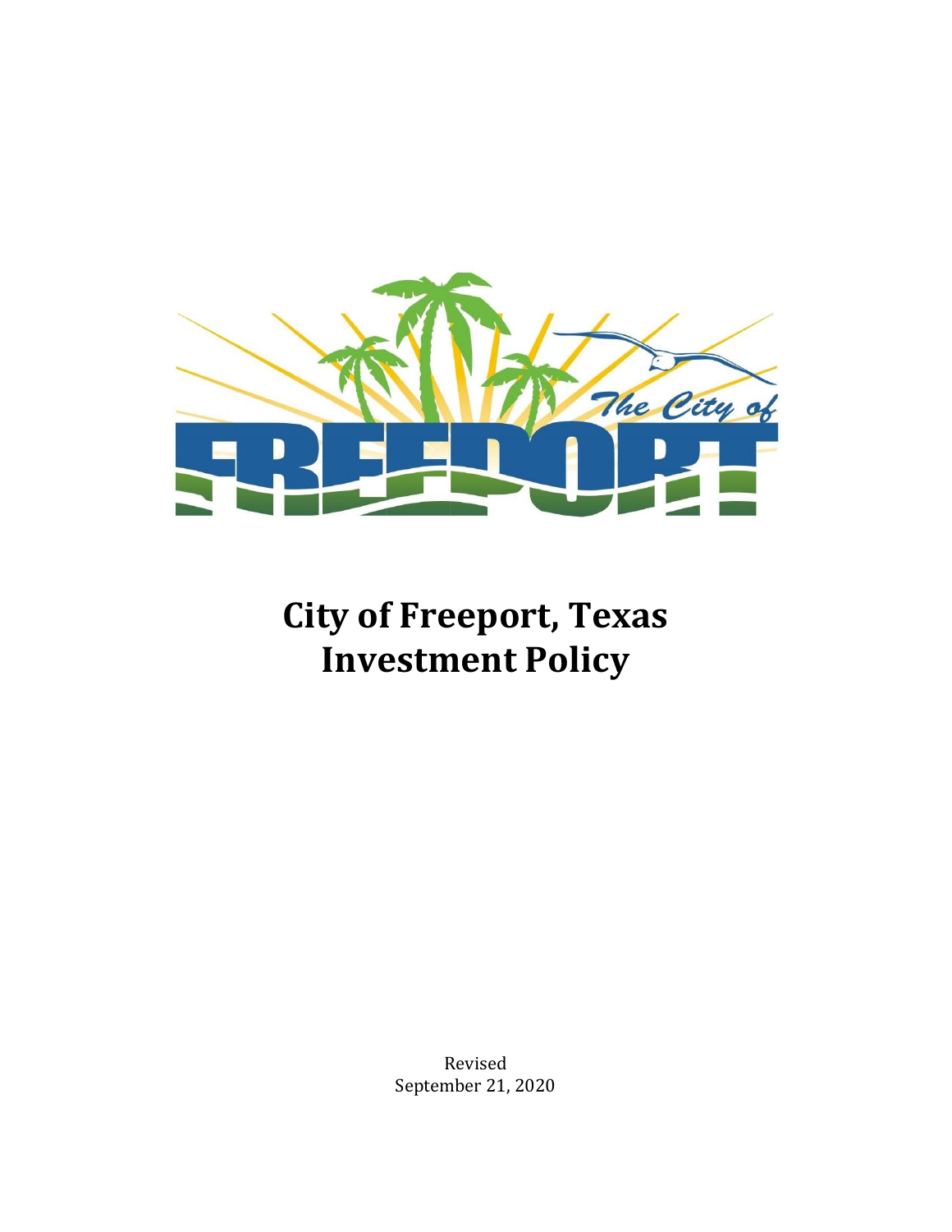# City of Freeport, Texas Investment Policy

Revised
September 21, 2020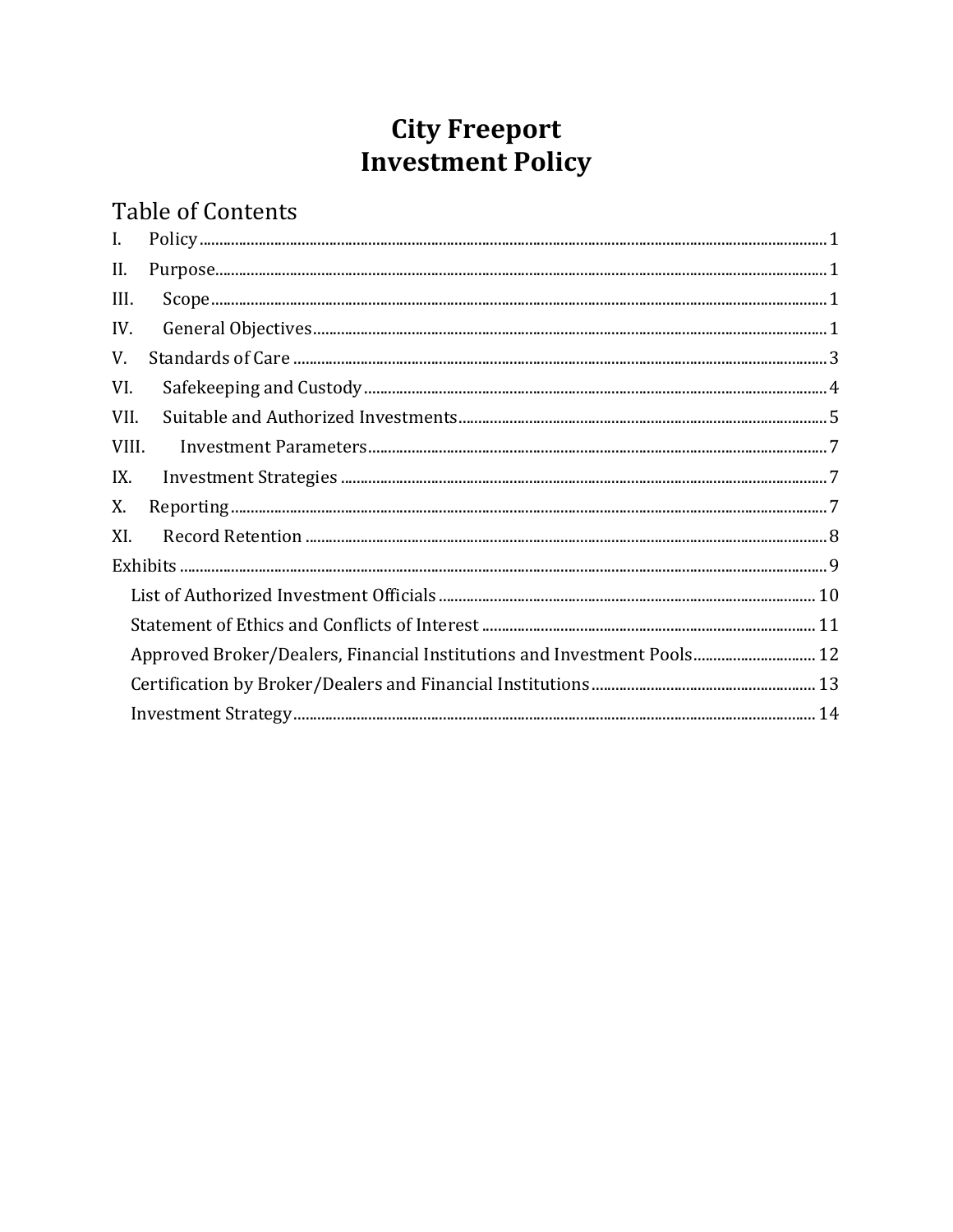# City Freeport
# Investment Policy

## Table of Contents

I. Policy ..... 1

II. Purpose ..... 1

III. Scope ..... 1

IV. General Objectives ..... 1

V. Standards of Care ..... 3

VI. Safekeeping and Custody ..... 4

VII. Suitable and Authorized Investments ..... 5

VIII. Investment Parameters ..... 7

IX. Investment Strategies ..... 7

X. Reporting ..... 7

XI. Record Retention ..... 8

Exhibits ..... 9

- List of Authorized Investment Officials ..... 10
- Statement of Ethics and Conflicts of Interest ..... 11
- Approved Broker/Dealers, Financial Institutions and Investment Pools ..... 12
- Certification by Broker/Dealers and Financial Institutions ..... 13
- Investment Strategy ..... 14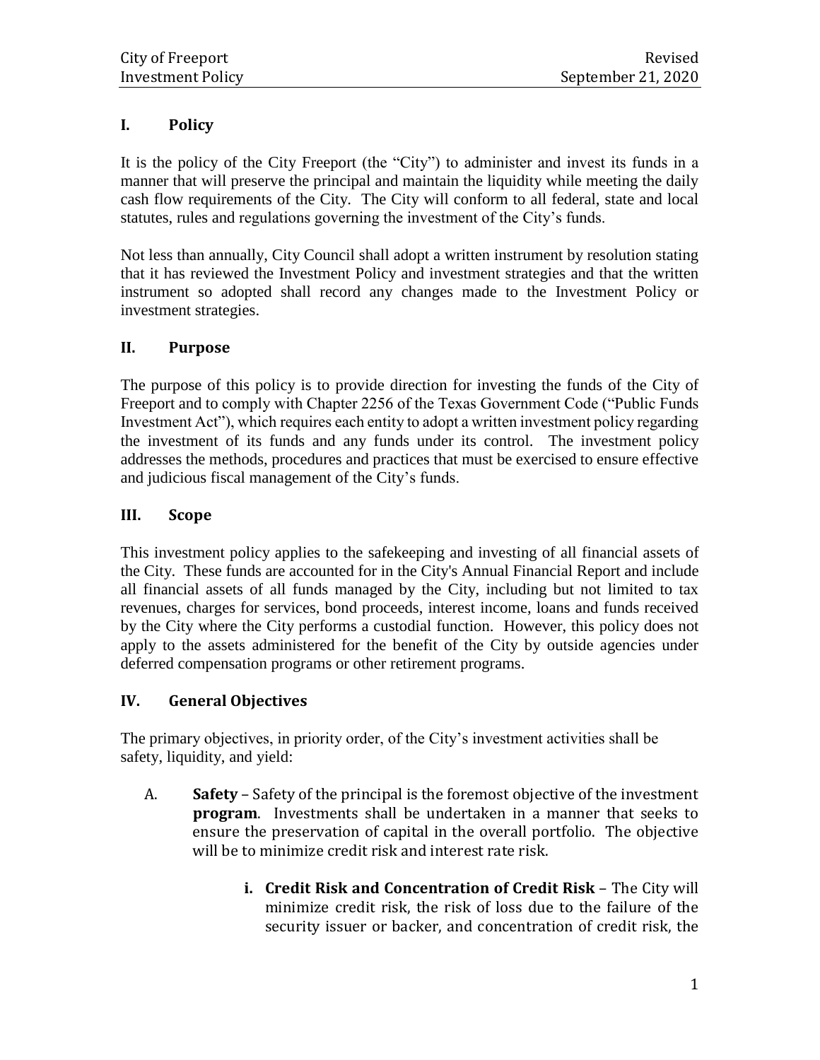## I. Policy

It is the policy of the City Freeport (the "City") to administer and invest its funds in a manner that will preserve the principal and maintain the liquidity while meeting the daily cash flow requirements of the City. The City will conform to all federal, state and local statutes, rules and regulations governing the investment of the City's funds.

Not less than annually, City Council shall adopt a written instrument by resolution stating that it has reviewed the Investment Policy and investment strategies and that the written instrument so adopted shall record any changes made to the Investment Policy or investment strategies.

## II. Purpose

The purpose of this policy is to provide direction for investing the funds of the City of Freeport and to comply with Chapter 2256 of the Texas Government Code ("Public Funds Investment Act"), which requires each entity to adopt a written investment policy regarding the investment of its funds and any funds under its control. The investment policy addresses the methods, procedures and practices that must be exercised to ensure effective and judicious fiscal management of the City's funds.

## III. Scope

This investment policy applies to the safekeeping and investing of all financial assets of the City. These funds are accounted for in the City's Annual Financial Report and include all financial assets of all funds managed by the City, including but not limited to tax revenues, charges for services, bond proceeds, interest income, loans and funds received by the City where the City performs a custodial function. However, this policy does not apply to the assets administered for the benefit of the City by outside agencies under deferred compensation programs or other retirement programs.

## IV. General Objectives

The primary objectives, in priority order, of the City's investment activities shall be safety, liquidity, and yield:

A. **Safety** – Safety of the principal is the foremost objective of the investment **program**. Investments shall be undertaken in a manner that seeks to ensure the preservation of capital in the overall portfolio. The objective will be to minimize credit risk and interest rate risk.

   **i. Credit Risk and Concentration of Credit Risk** – The City will minimize credit risk, the risk of loss due to the failure of the security issuer or backer, and concentration of credit risk, the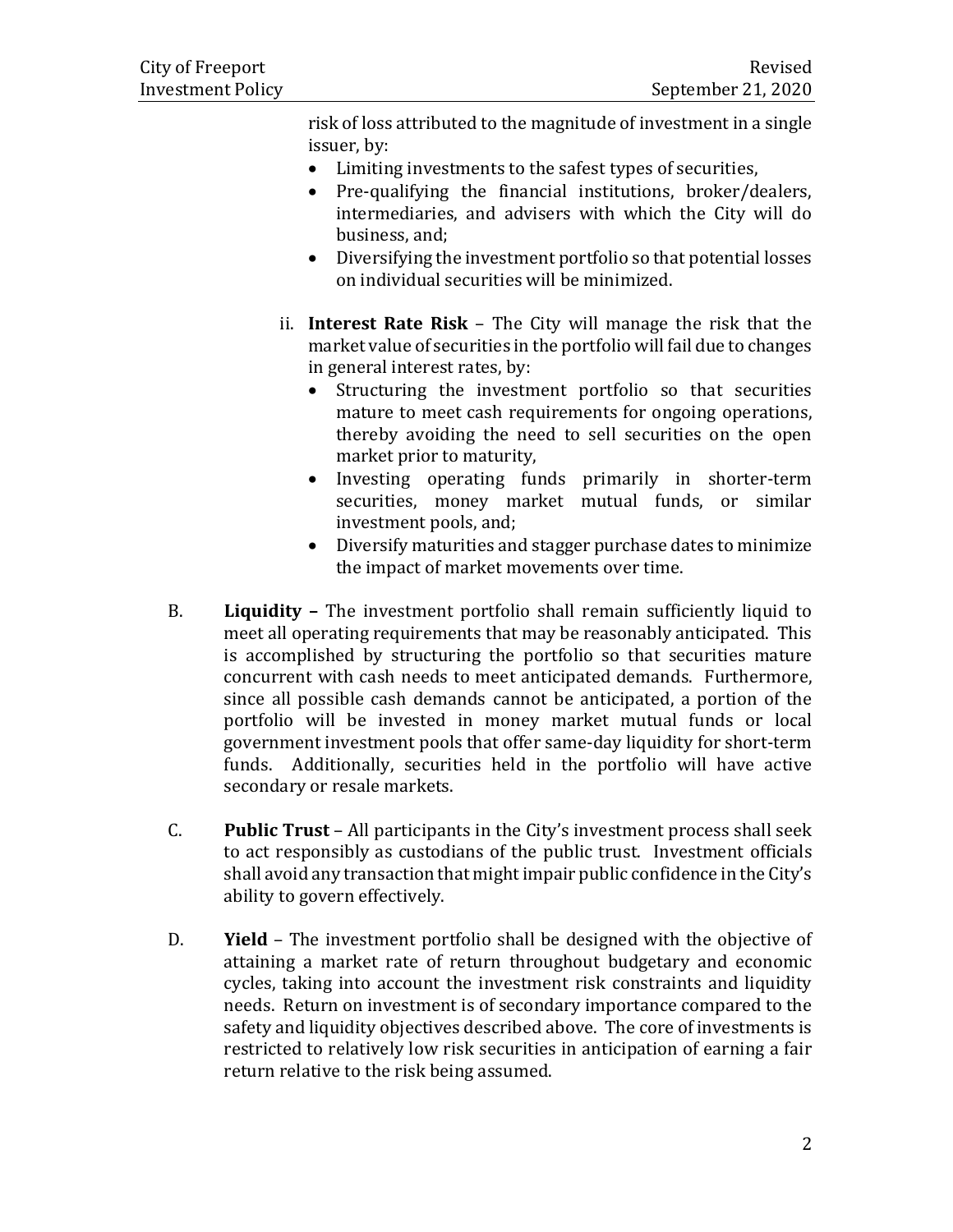risk of loss attributed to the magnitude of investment in a single issuer, by:

- Limiting investments to the safest types of securities,
- Pre-qualifying the financial institutions, broker/dealers, intermediaries, and advisers with which the City will do business, and;
- Diversifying the investment portfolio so that potential losses on individual securities will be minimized.

ii. **Interest Rate Risk** – The City will manage the risk that the market value of securities in the portfolio will fail due to changes in general interest rates, by:

- Structuring the investment portfolio so that securities mature to meet cash requirements for ongoing operations, thereby avoiding the need to sell securities on the open market prior to maturity,
- Investing operating funds primarily in shorter-term securities, money market mutual funds, or similar investment pools, and;
- Diversify maturities and stagger purchase dates to minimize the impact of market movements over time.

B. **Liquidity –** The investment portfolio shall remain sufficiently liquid to meet all operating requirements that may be reasonably anticipated. This is accomplished by structuring the portfolio so that securities mature concurrent with cash needs to meet anticipated demands. Furthermore, since all possible cash demands cannot be anticipated, a portion of the portfolio will be invested in money market mutual funds or local government investment pools that offer same-day liquidity for short-term funds. Additionally, securities held in the portfolio will have active secondary or resale markets.

C. **Public Trust** – All participants in the City's investment process shall seek to act responsibly as custodians of the public trust. Investment officials shall avoid any transaction that might impair public confidence in the City's ability to govern effectively.

D. **Yield** – The investment portfolio shall be designed with the objective of attaining a market rate of return throughout budgetary and economic cycles, taking into account the investment risk constraints and liquidity needs. Return on investment is of secondary importance compared to the safety and liquidity objectives described above. The core of investments is restricted to relatively low risk securities in anticipation of earning a fair return relative to the risk being assumed.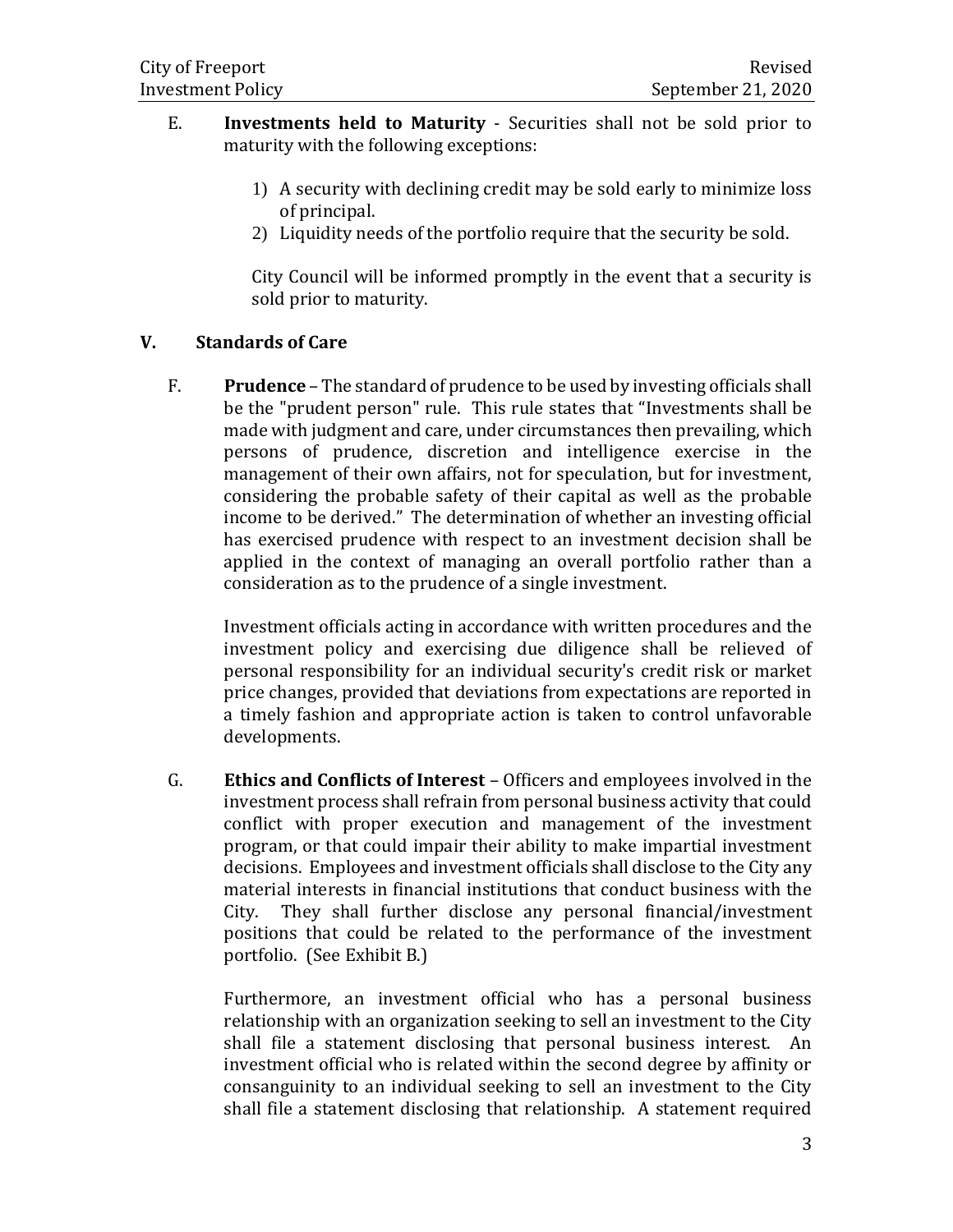E. **Investments held to Maturity** - Securities shall not be sold prior to maturity with the following exceptions:

1) A security with declining credit may be sold early to minimize loss of principal.
2) Liquidity needs of the portfolio require that the security be sold.

City Council will be informed promptly in the event that a security is sold prior to maturity.

## V. Standards of Care

F. **Prudence** – The standard of prudence to be used by investing officials shall be the "prudent person" rule. This rule states that "Investments shall be made with judgment and care, under circumstances then prevailing, which persons of prudence, discretion and intelligence exercise in the management of their own affairs, not for speculation, but for investment, considering the probable safety of their capital as well as the probable income to be derived." The determination of whether an investing official has exercised prudence with respect to an investment decision shall be applied in the context of managing an overall portfolio rather than a consideration as to the prudence of a single investment.

Investment officials acting in accordance with written procedures and the investment policy and exercising due diligence shall be relieved of personal responsibility for an individual security's credit risk or market price changes, provided that deviations from expectations are reported in a timely fashion and appropriate action is taken to control unfavorable developments.

G. **Ethics and Conflicts of Interest** – Officers and employees involved in the investment process shall refrain from personal business activity that could conflict with proper execution and management of the investment program, or that could impair their ability to make impartial investment decisions. Employees and investment officials shall disclose to the City any material interests in financial institutions that conduct business with the City. They shall further disclose any personal financial/investment positions that could be related to the performance of the investment portfolio. (See Exhibit B.)

Furthermore, an investment official who has a personal business relationship with an organization seeking to sell an investment to the City shall file a statement disclosing that personal business interest. An investment official who is related within the second degree by affinity or consanguinity to an individual seeking to sell an investment to the City shall file a statement disclosing that relationship. A statement required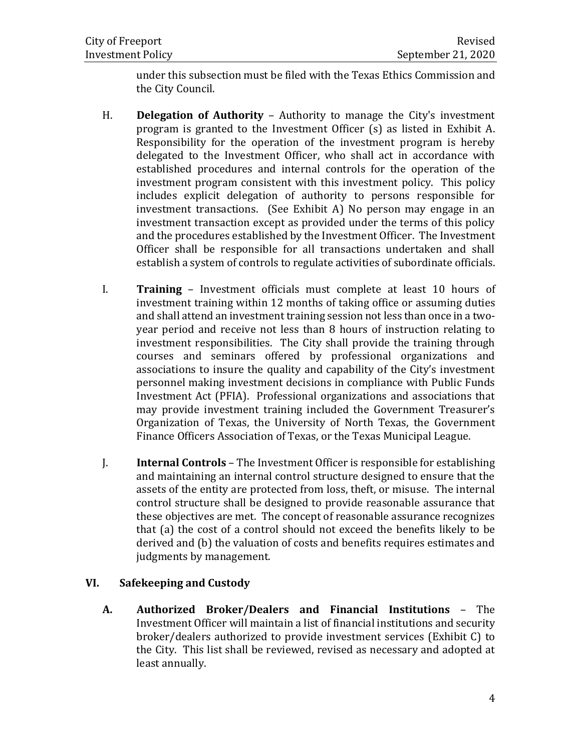under this subsection must be filed with the Texas Ethics Commission and the City Council.

H. **Delegation of Authority** – Authority to manage the City's investment program is granted to the Investment Officer (s) as listed in Exhibit A. Responsibility for the operation of the investment program is hereby delegated to the Investment Officer, who shall act in accordance with established procedures and internal controls for the operation of the investment program consistent with this investment policy. This policy includes explicit delegation of authority to persons responsible for investment transactions. (See Exhibit A) No person may engage in an investment transaction except as provided under the terms of this policy and the procedures established by the Investment Officer. The Investment Officer shall be responsible for all transactions undertaken and shall establish a system of controls to regulate activities of subordinate officials.

I. **Training** – Investment officials must complete at least 10 hours of investment training within 12 months of taking office or assuming duties and shall attend an investment training session not less than once in a two-year period and receive not less than 8 hours of instruction relating to investment responsibilities. The City shall provide the training through courses and seminars offered by professional organizations and associations to insure the quality and capability of the City's investment personnel making investment decisions in compliance with Public Funds Investment Act (PFIA). Professional organizations and associations that may provide investment training included the Government Treasurer's Organization of Texas, the University of North Texas, the Government Finance Officers Association of Texas, or the Texas Municipal League.

J. **Internal Controls** – The Investment Officer is responsible for establishing and maintaining an internal control structure designed to ensure that the assets of the entity are protected from loss, theft, or misuse. The internal control structure shall be designed to provide reasonable assurance that these objectives are met. The concept of reasonable assurance recognizes that (a) the cost of a control should not exceed the benefits likely to be derived and (b) the valuation of costs and benefits requires estimates and judgments by management.

## VI. Safekeeping and Custody

**A. Authorized Broker/Dealers and Financial Institutions** – The Investment Officer will maintain a list of financial institutions and security broker/dealers authorized to provide investment services (Exhibit C) to the City. This list shall be reviewed, revised as necessary and adopted at least annually.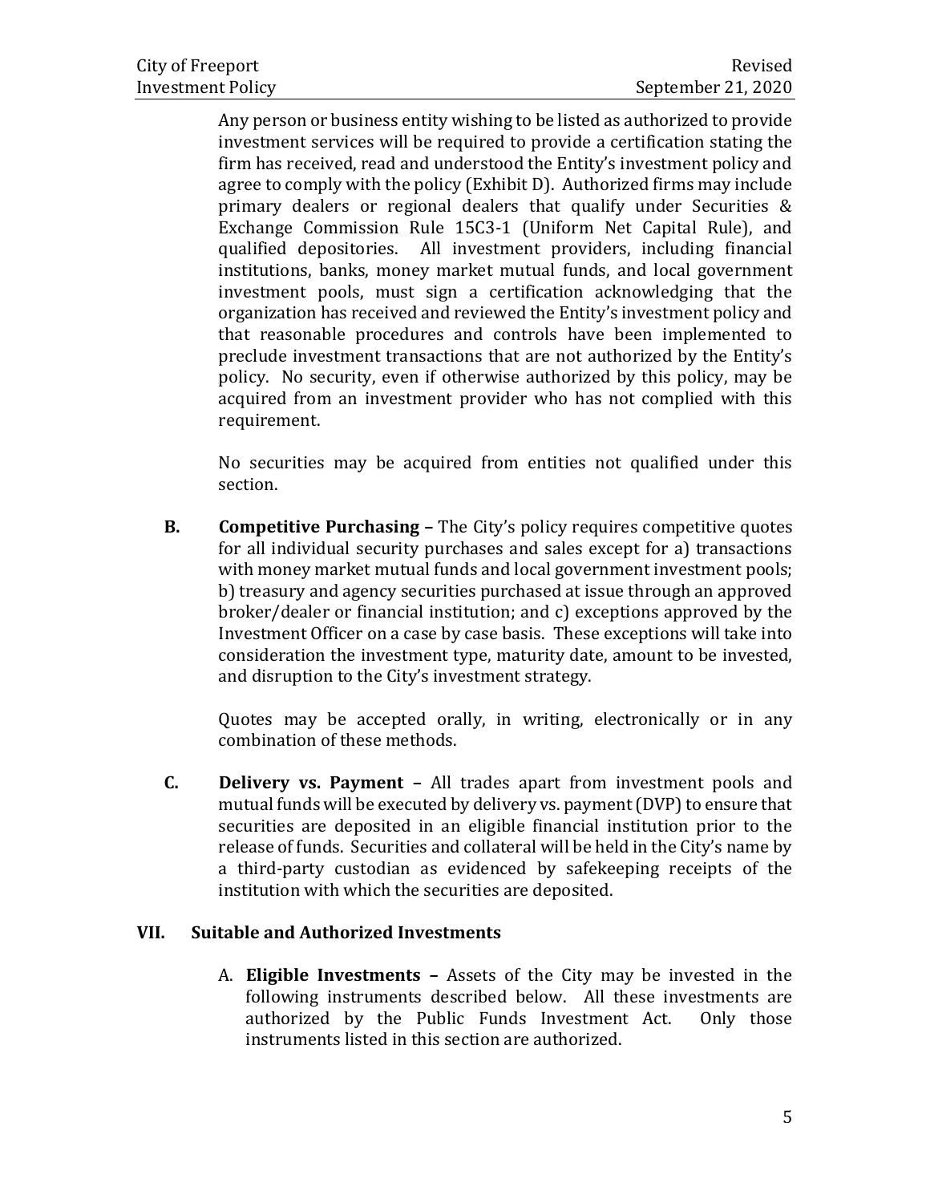Any person or business entity wishing to be listed as authorized to provide investment services will be required to provide a certification stating the firm has received, read and understood the Entity's investment policy and agree to comply with the policy (Exhibit D). Authorized firms may include primary dealers or regional dealers that qualify under Securities & Exchange Commission Rule 15C3-1 (Uniform Net Capital Rule), and qualified depositories. All investment providers, including financial institutions, banks, money market mutual funds, and local government investment pools, must sign a certification acknowledging that the organization has received and reviewed the Entity's investment policy and that reasonable procedures and controls have been implemented to preclude investment transactions that are not authorized by the Entity's policy. No security, even if otherwise authorized by this policy, may be acquired from an investment provider who has not complied with this requirement.

No securities may be acquired from entities not qualified under this section.

**B. Competitive Purchasing –** The City's policy requires competitive quotes for all individual security purchases and sales except for a) transactions with money market mutual funds and local government investment pools; b) treasury and agency securities purchased at issue through an approved broker/dealer or financial institution; and c) exceptions approved by the Investment Officer on a case by case basis. These exceptions will take into consideration the investment type, maturity date, amount to be invested, and disruption to the City's investment strategy.

Quotes may be accepted orally, in writing, electronically or in any combination of these methods.

**C. Delivery vs. Payment –** All trades apart from investment pools and mutual funds will be executed by delivery vs. payment (DVP) to ensure that securities are deposited in an eligible financial institution prior to the release of funds. Securities and collateral will be held in the City's name by a third-party custodian as evidenced by safekeeping receipts of the institution with which the securities are deposited.

## VII. Suitable and Authorized Investments

A. **Eligible Investments –** Assets of the City may be invested in the following instruments described below. All these investments are authorized by the Public Funds Investment Act. Only those instruments listed in this section are authorized.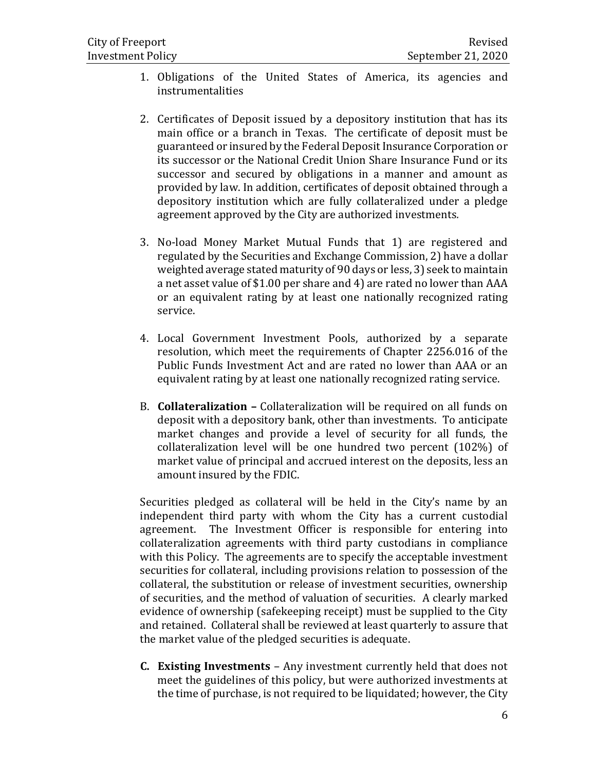1. Obligations of the United States of America, its agencies and instrumentalities

2. Certificates of Deposit issued by a depository institution that has its main office or a branch in Texas. The certificate of deposit must be guaranteed or insured by the Federal Deposit Insurance Corporation or its successor or the National Credit Union Share Insurance Fund or its successor and secured by obligations in a manner and amount as provided by law. In addition, certificates of deposit obtained through a depository institution which are fully collateralized under a pledge agreement approved by the City are authorized investments*.*

3. No-load Money Market Mutual Funds that 1) are registered and regulated by the Securities and Exchange Commission, 2) have a dollar weighted average stated maturity of 90 days or less, 3) seek to maintain a net asset value of $1.00 per share and 4) are rated no lower than AAA or an equivalent rating by at least one nationally recognized rating service.

4. Local Government Investment Pools, authorized by a separate resolution, which meet the requirements of Chapter 2256.016 of the Public Funds Investment Act and are rated no lower than AAA or an equivalent rating by at least one nationally recognized rating service.

B. **Collateralization –** Collateralization will be required on all funds on deposit with a depository bank, other than investments. To anticipate market changes and provide a level of security for all funds, the collateralization level will be one hundred two percent (102%) of market value of principal and accrued interest on the deposits, less an amount insured by the FDIC.

Securities pledged as collateral will be held in the City's name by an independent third party with whom the City has a current custodial agreement. The Investment Officer is responsible for entering into collateralization agreements with third party custodians in compliance with this Policy. The agreements are to specify the acceptable investment securities for collateral, including provisions relation to possession of the collateral, the substitution or release of investment securities, ownership of securities, and the method of valuation of securities. A clearly marked evidence of ownership (safekeeping receipt) must be supplied to the City and retained. Collateral shall be reviewed at least quarterly to assure that the market value of the pledged securities is adequate.

**C. Existing Investments** – Any investment currently held that does not meet the guidelines of this policy, but were authorized investments at the time of purchase, is not required to be liquidated; however, the City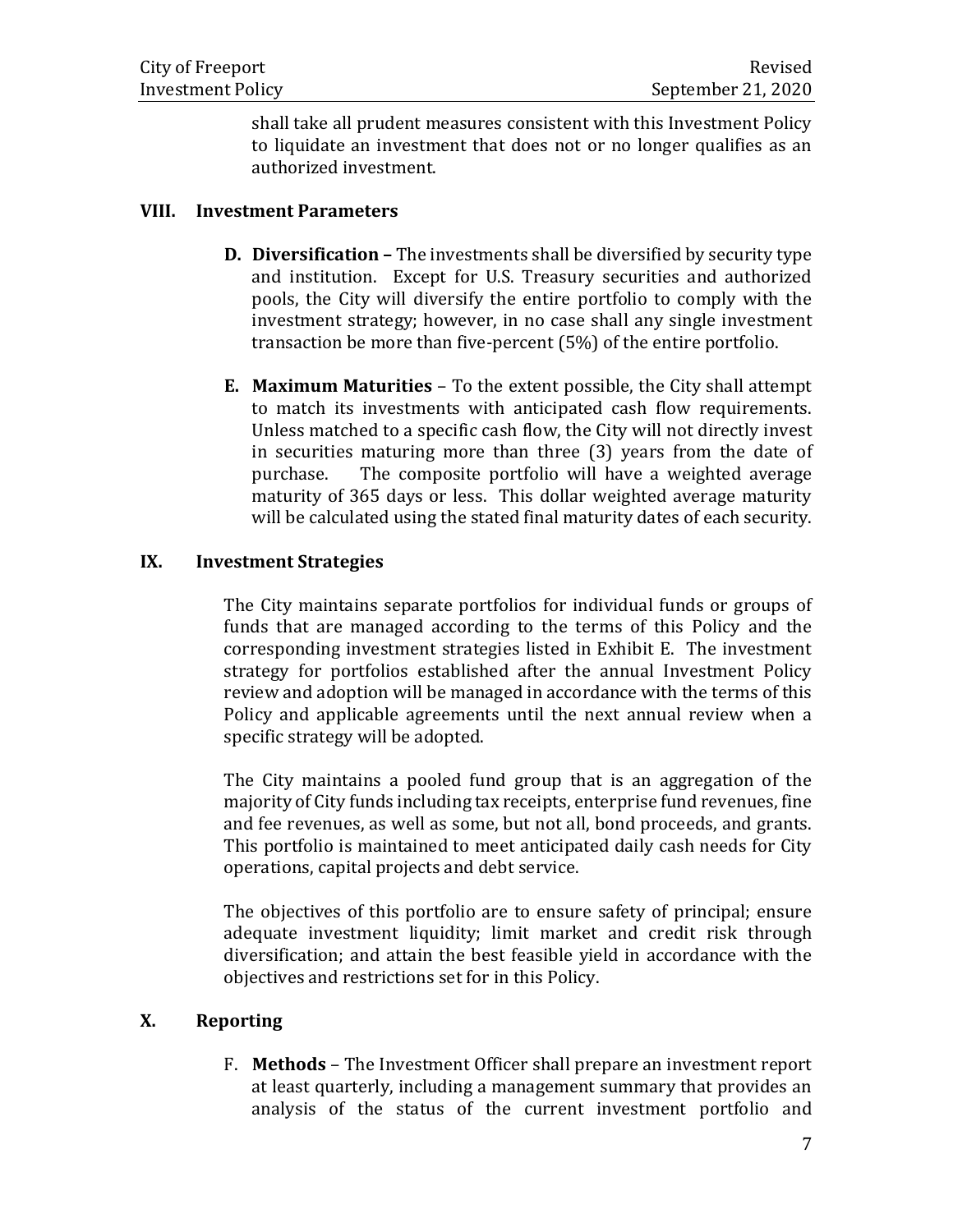shall take all prudent measures consistent with this Investment Policy to liquidate an investment that does not or no longer qualifies as an authorized investment.

## VIII. Investment Parameters

**D. Diversification –** The investments shall be diversified by security type and institution. Except for U.S. Treasury securities and authorized pools, the City will diversify the entire portfolio to comply with the investment strategy; however, in no case shall any single investment transaction be more than five-percent (5%) of the entire portfolio.

**E. Maximum Maturities** – To the extent possible, the City shall attempt to match its investments with anticipated cash flow requirements. Unless matched to a specific cash flow, the City will not directly invest in securities maturing more than three (3) years from the date of purchase. The composite portfolio will have a weighted average maturity of 365 days or less. This dollar weighted average maturity will be calculated using the stated final maturity dates of each security.

## IX. Investment Strategies

The City maintains separate portfolios for individual funds or groups of funds that are managed according to the terms of this Policy and the corresponding investment strategies listed in Exhibit E. The investment strategy for portfolios established after the annual Investment Policy review and adoption will be managed in accordance with the terms of this Policy and applicable agreements until the next annual review when a specific strategy will be adopted.

The City maintains a pooled fund group that is an aggregation of the majority of City funds including tax receipts, enterprise fund revenues, fine and fee revenues, as well as some, but not all, bond proceeds, and grants. This portfolio is maintained to meet anticipated daily cash needs for City operations, capital projects and debt service.

The objectives of this portfolio are to ensure safety of principal; ensure adequate investment liquidity; limit market and credit risk through diversification; and attain the best feasible yield in accordance with the objectives and restrictions set for in this Policy.

## X. Reporting

F. **Methods** – The Investment Officer shall prepare an investment report at least quarterly, including a management summary that provides an analysis of the status of the current investment portfolio and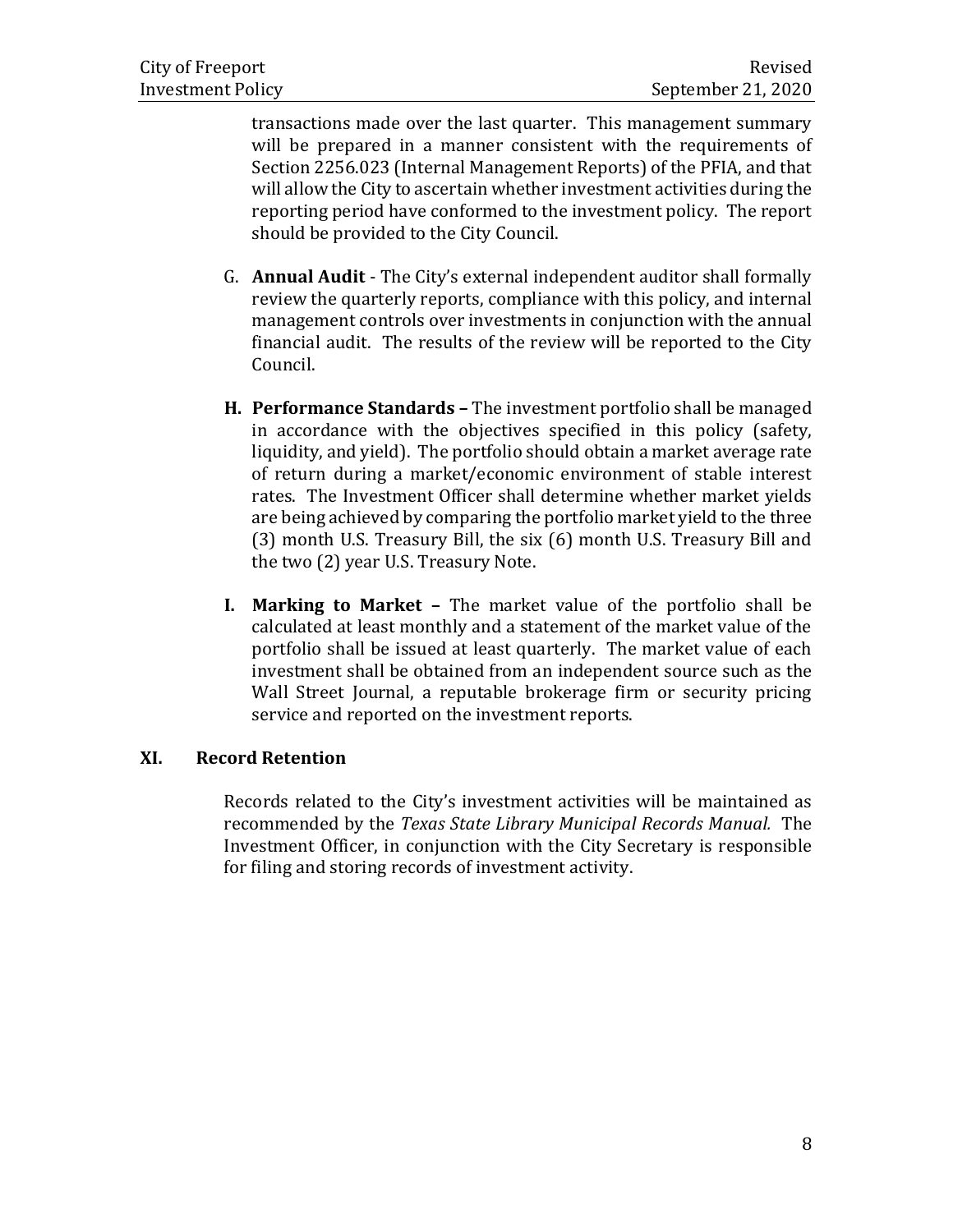transactions made over the last quarter. This management summary will be prepared in a manner consistent with the requirements of Section 2256.023 (Internal Management Reports) of the PFIA, and that will allow the City to ascertain whether investment activities during the reporting period have conformed to the investment policy. The report should be provided to the City Council.

G. **Annual Audit** - The City's external independent auditor shall formally review the quarterly reports, compliance with this policy, and internal management controls over investments in conjunction with the annual financial audit. The results of the review will be reported to the City Council.

**H. Performance Standards –** The investment portfolio shall be managed in accordance with the objectives specified in this policy (safety, liquidity, and yield). The portfolio should obtain a market average rate of return during a market/economic environment of stable interest rates. The Investment Officer shall determine whether market yields are being achieved by comparing the portfolio market yield to the three (3) month U.S. Treasury Bill, the six (6) month U.S. Treasury Bill and the two (2) year U.S. Treasury Note.

**I. Marking to Market –** The market value of the portfolio shall be calculated at least monthly and a statement of the market value of the portfolio shall be issued at least quarterly. The market value of each investment shall be obtained from an independent source such as the Wall Street Journal, a reputable brokerage firm or security pricing service and reported on the investment reports.

## XI. Record Retention

Records related to the City's investment activities will be maintained as recommended by the *Texas State Library Municipal Records Manual.* The Investment Officer, in conjunction with the City Secretary is responsible for filing and storing records of investment activity.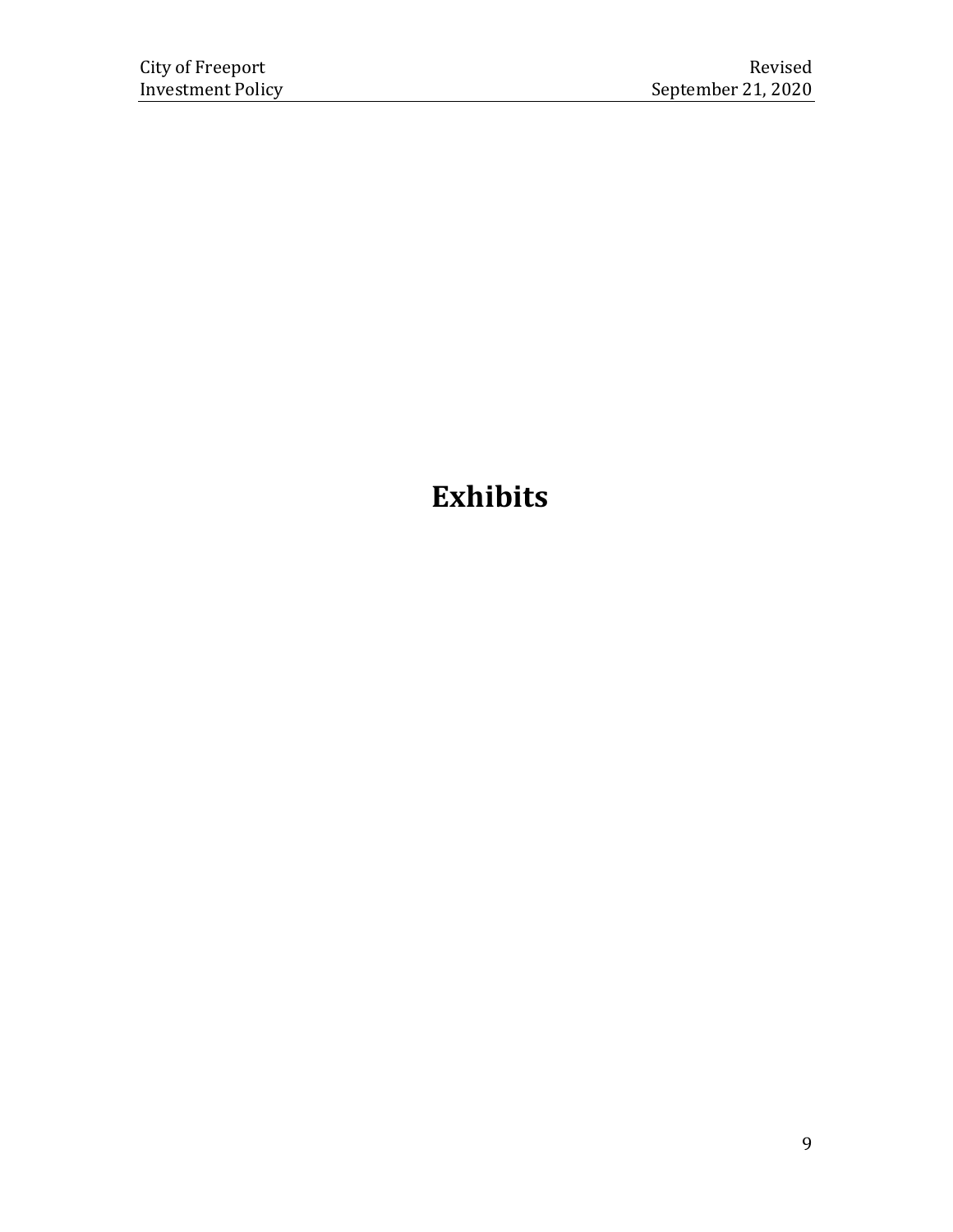# Exhibits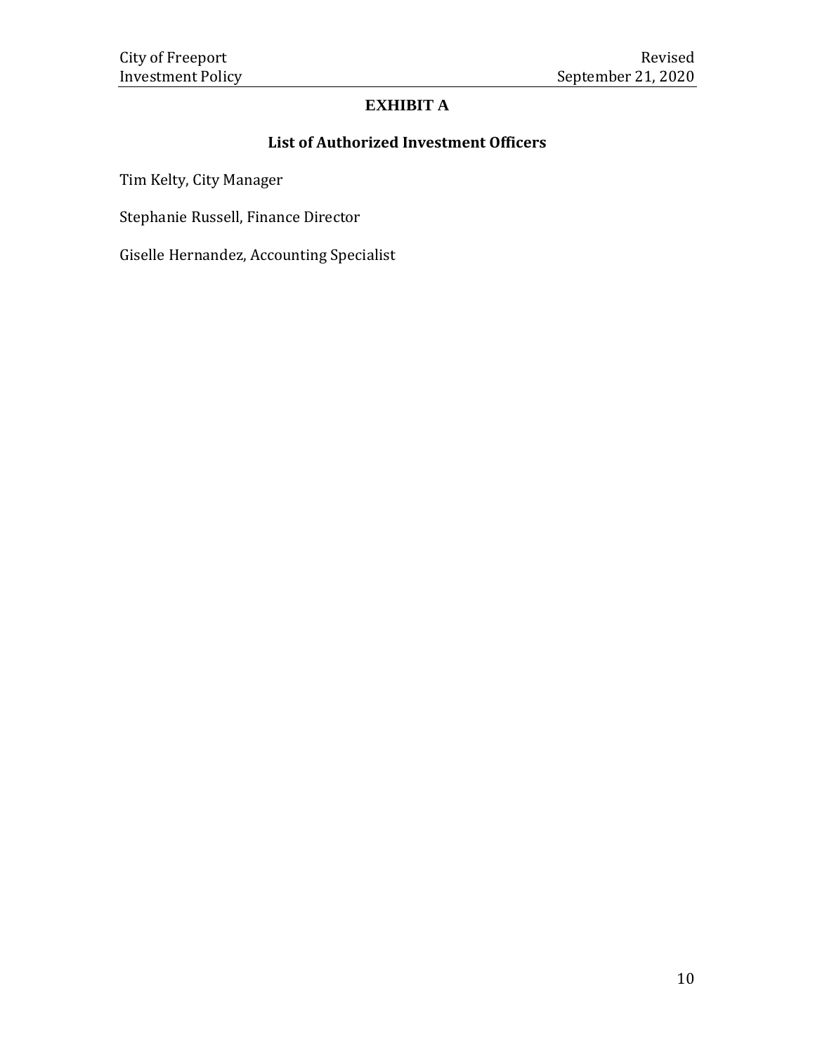# EXHIBIT A

## List of Authorized Investment Officers

Tim Kelty, City Manager

Stephanie Russell, Finance Director

Giselle Hernandez, Accounting Specialist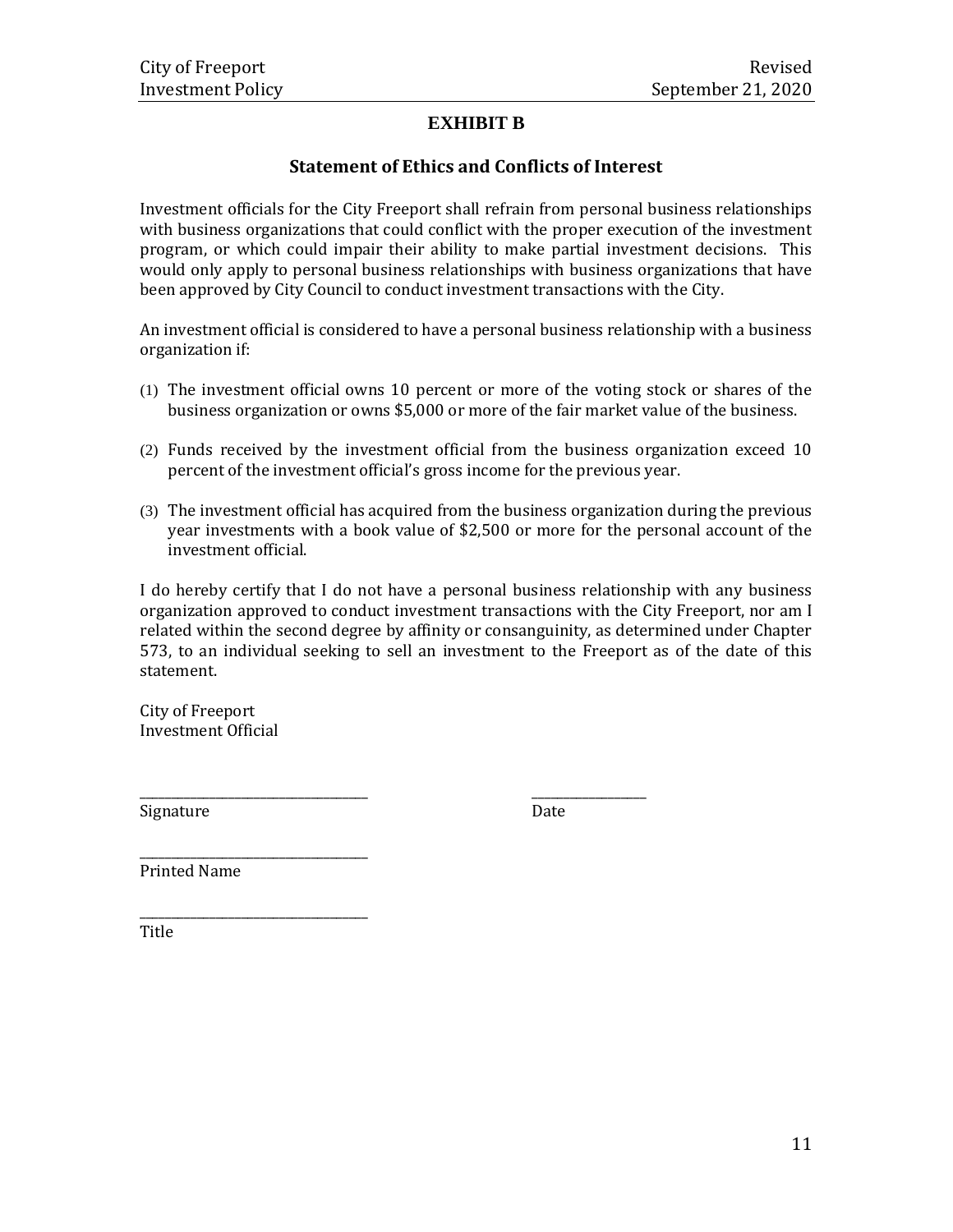# EXHIBIT B

## Statement of Ethics and Conflicts of Interest

Investment officials for the City Freeport shall refrain from personal business relationships with business organizations that could conflict with the proper execution of the investment program, or which could impair their ability to make partial investment decisions. This would only apply to personal business relationships with business organizations that have been approved by City Council to conduct investment transactions with the City.

An investment official is considered to have a personal business relationship with a business organization if:

(1) The investment official owns 10 percent or more of the voting stock or shares of the business organization or owns $5,000 or more of the fair market value of the business.

(2) Funds received by the investment official from the business organization exceed 10 percent of the investment official's gross income for the previous year.

(3) The investment official has acquired from the business organization during the previous year investments with a book value of $2,500 or more for the personal account of the investment official.

I do hereby certify that I do not have a personal business relationship with any business organization approved to conduct investment transactions with the City Freeport, nor am I related within the second degree by affinity or consanguinity, as determined under Chapter 573, to an individual seeking to sell an investment to the Freeport as of the date of this statement.

City of Freeport
Investment Official

_______________________________ _______________
Signature Date

_______________________________
Printed Name

_______________________________
Title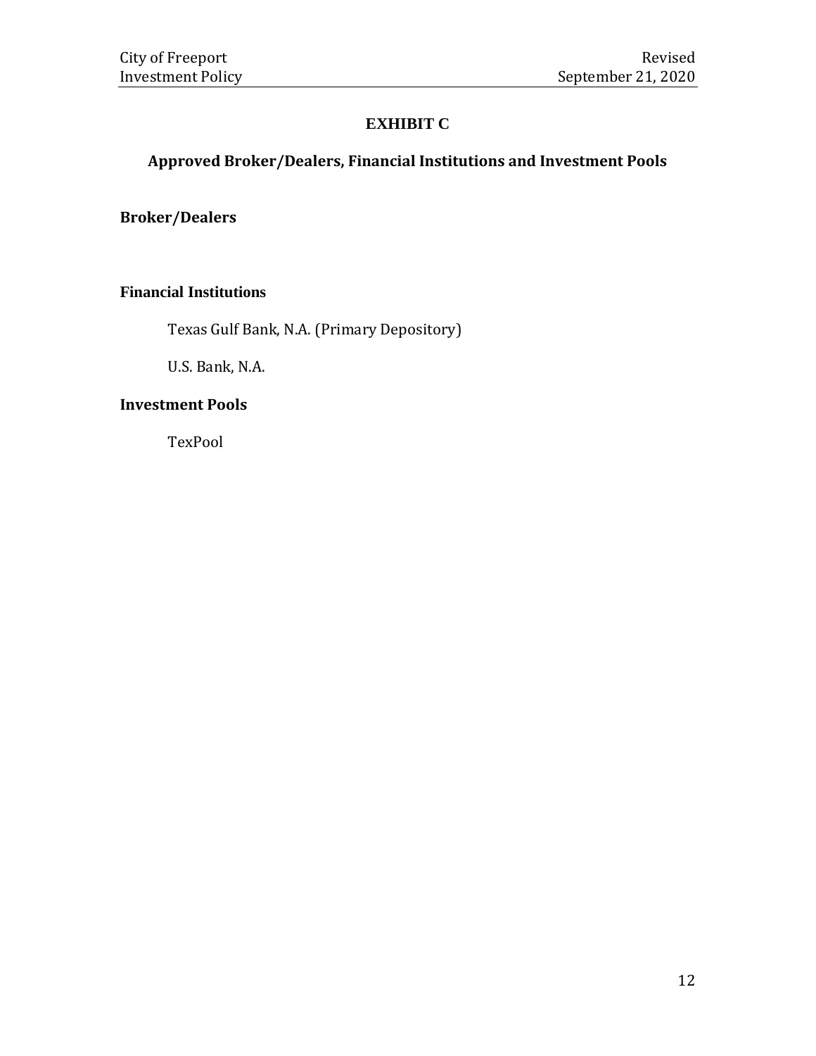# EXHIBIT C

## Approved Broker/Dealers, Financial Institutions and Investment Pools

### Broker/Dealers

### Financial Institutions

Texas Gulf Bank, N.A. (Primary Depository)

U.S. Bank, N.A.

### Investment Pools

TexPool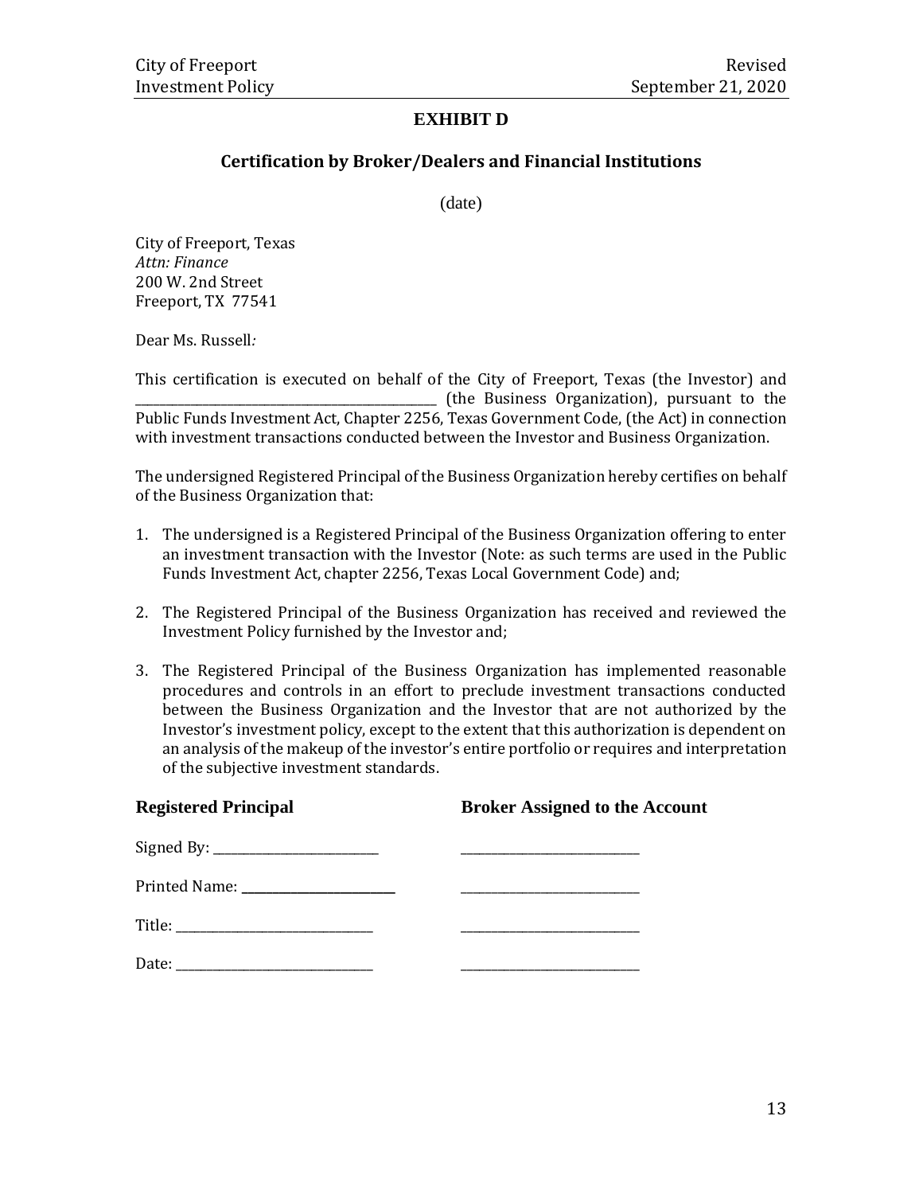# EXHIBIT D

## Certification by Broker/Dealers and Financial Institutions

(date)

City of Freeport, Texas
*Attn: Finance*
200 W. 2nd Street
Freeport, TX 77541

Dear Ms. Russell*:*

This certification is executed on behalf of the City of Freeport, Texas (the Investor) and ______________________________________________ (the Business Organization), pursuant to the Public Funds Investment Act, Chapter 2256, Texas Government Code, (the Act) in connection with investment transactions conducted between the Investor and Business Organization.

The undersigned Registered Principal of the Business Organization hereby certifies on behalf of the Business Organization that:

1. The undersigned is a Registered Principal of the Business Organization offering to enter an investment transaction with the Investor (Note: as such terms are used in the Public Funds Investment Act, chapter 2256, Texas Local Government Code) and;
2. The Registered Principal of the Business Organization has received and reviewed the Investment Policy furnished by the Investor and;
3. The Registered Principal of the Business Organization has implemented reasonable procedures and controls in an effort to preclude investment transactions conducted between the Business Organization and the Investor that are not authorized by the Investor's investment policy, except to the extent that this authorization is dependent on an analysis of the makeup of the investor's entire portfolio or requires and interpretation of the subjective investment standards.

| **Registered Principal** | **Broker Assigned to the Account** |
|---|---|
| Signed By: _________________________ | _________________________ |
| Printed Name: _____________________ | _________________________ |
| Title: _____________________________ | _________________________ |
| Date: _____________________________ | _________________________ |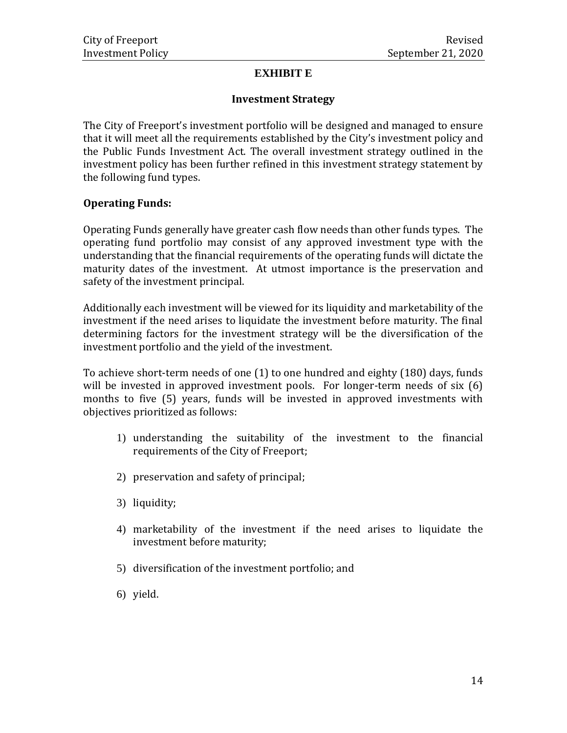# EXHIBIT E

## Investment Strategy

The City of Freeport's investment portfolio will be designed and managed to ensure that it will meet all the requirements established by the City's investment policy and the Public Funds Investment Act. The overall investment strategy outlined in the investment policy has been further refined in this investment strategy statement by the following fund types.

**Operating Funds:**

Operating Funds generally have greater cash flow needs than other funds types. The operating fund portfolio may consist of any approved investment type with the understanding that the financial requirements of the operating funds will dictate the maturity dates of the investment. At utmost importance is the preservation and safety of the investment principal.

Additionally each investment will be viewed for its liquidity and marketability of the investment if the need arises to liquidate the investment before maturity. The final determining factors for the investment strategy will be the diversification of the investment portfolio and the yield of the investment.

To achieve short-term needs of one (1) to one hundred and eighty (180) days, funds will be invested in approved investment pools. For longer-term needs of six (6) months to five (5) years, funds will be invested in approved investments with objectives prioritized as follows:

1) understanding the suitability of the investment to the financial requirements of the City of Freeport;
2) preservation and safety of principal;
3) liquidity;
4) marketability of the investment if the need arises to liquidate the investment before maturity;
5) diversification of the investment portfolio; and
6) yield.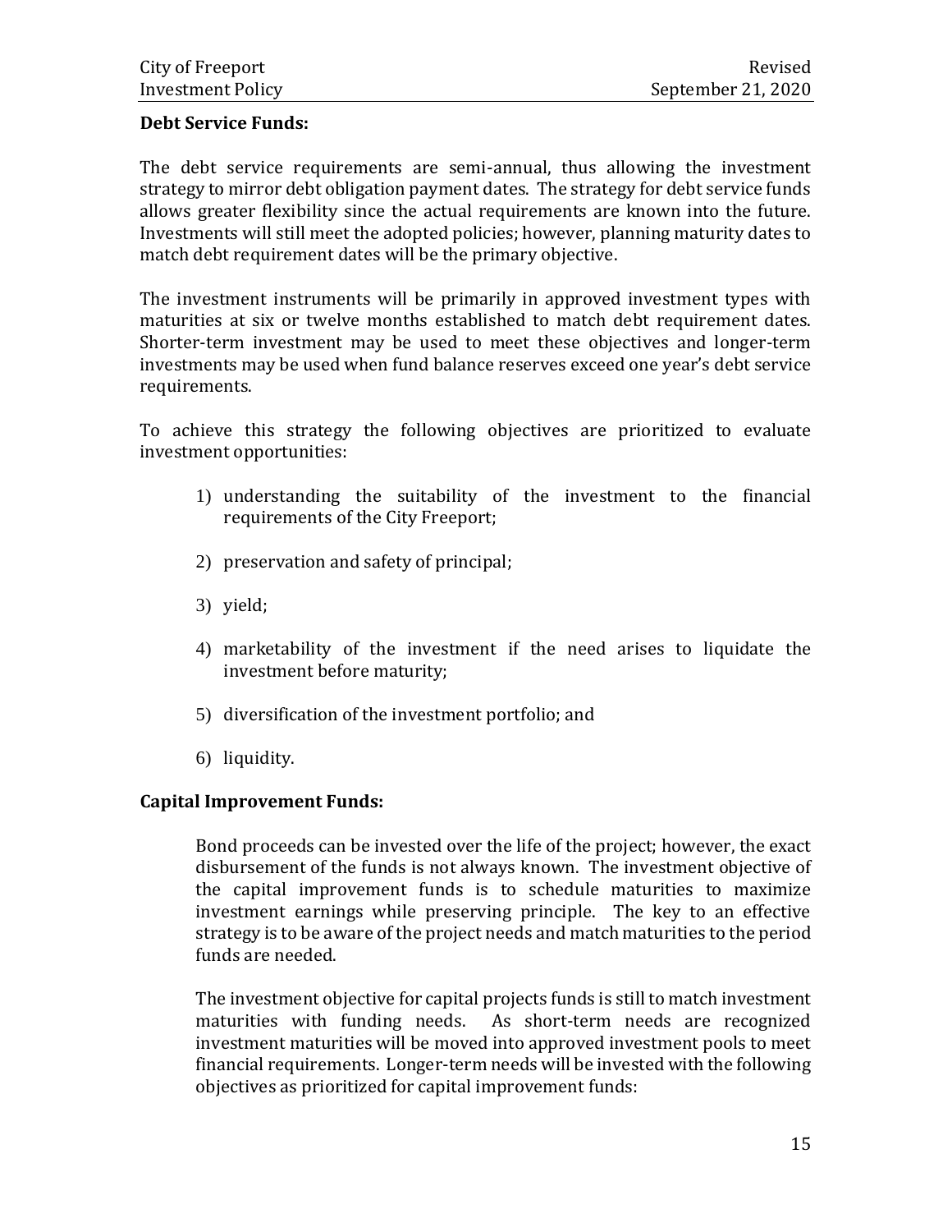**Debt Service Funds:**

The debt service requirements are semi-annual, thus allowing the investment strategy to mirror debt obligation payment dates. The strategy for debt service funds allows greater flexibility since the actual requirements are known into the future. Investments will still meet the adopted policies; however, planning maturity dates to match debt requirement dates will be the primary objective.

The investment instruments will be primarily in approved investment types with maturities at six or twelve months established to match debt requirement dates. Shorter-term investment may be used to meet these objectives and longer-term investments may be used when fund balance reserves exceed one year's debt service requirements.

To achieve this strategy the following objectives are prioritized to evaluate investment opportunities:

1) understanding the suitability of the investment to the financial requirements of the City Freeport;
2) preservation and safety of principal;
3) yield;
4) marketability of the investment if the need arises to liquidate the investment before maturity;
5) diversification of the investment portfolio; and
6) liquidity.

**Capital Improvement Funds:**

Bond proceeds can be invested over the life of the project; however, the exact disbursement of the funds is not always known. The investment objective of the capital improvement funds is to schedule maturities to maximize investment earnings while preserving principle. The key to an effective strategy is to be aware of the project needs and match maturities to the period funds are needed.

The investment objective for capital projects funds is still to match investment maturities with funding needs. As short-term needs are recognized investment maturities will be moved into approved investment pools to meet financial requirements. Longer-term needs will be invested with the following objectives as prioritized for capital improvement funds: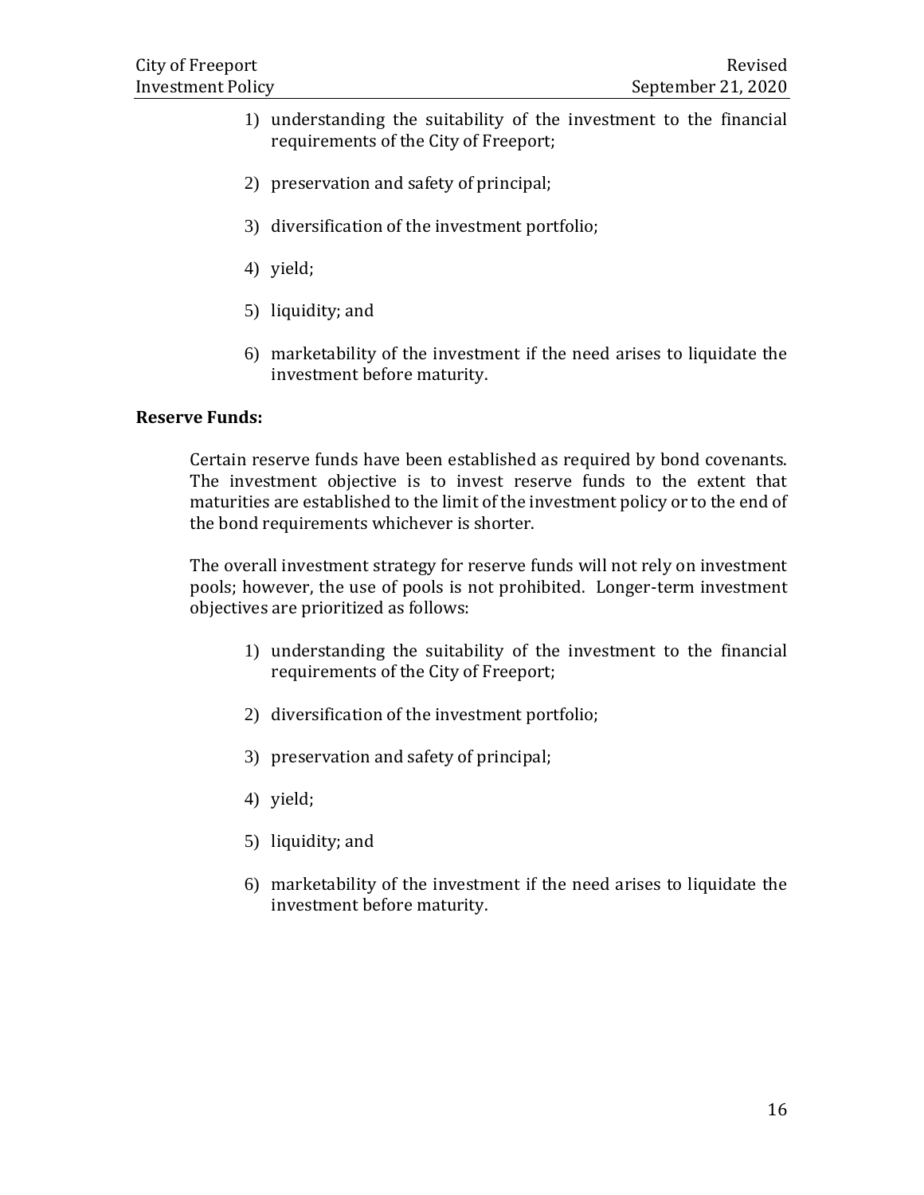1) understanding the suitability of the investment to the financial requirements of the City of Freeport;

2) preservation and safety of principal;

3) diversification of the investment portfolio;

4) yield;

5) liquidity; and

6) marketability of the investment if the need arises to liquidate the investment before maturity.

**Reserve Funds:**

Certain reserve funds have been established as required by bond covenants. The investment objective is to invest reserve funds to the extent that maturities are established to the limit of the investment policy or to the end of the bond requirements whichever is shorter.

The overall investment strategy for reserve funds will not rely on investment pools; however, the use of pools is not prohibited. Longer-term investment objectives are prioritized as follows:

1) understanding the suitability of the investment to the financial requirements of the City of Freeport;

2) diversification of the investment portfolio;

3) preservation and safety of principal;

4) yield;

5) liquidity; and

6) marketability of the investment if the need arises to liquidate the investment before maturity.